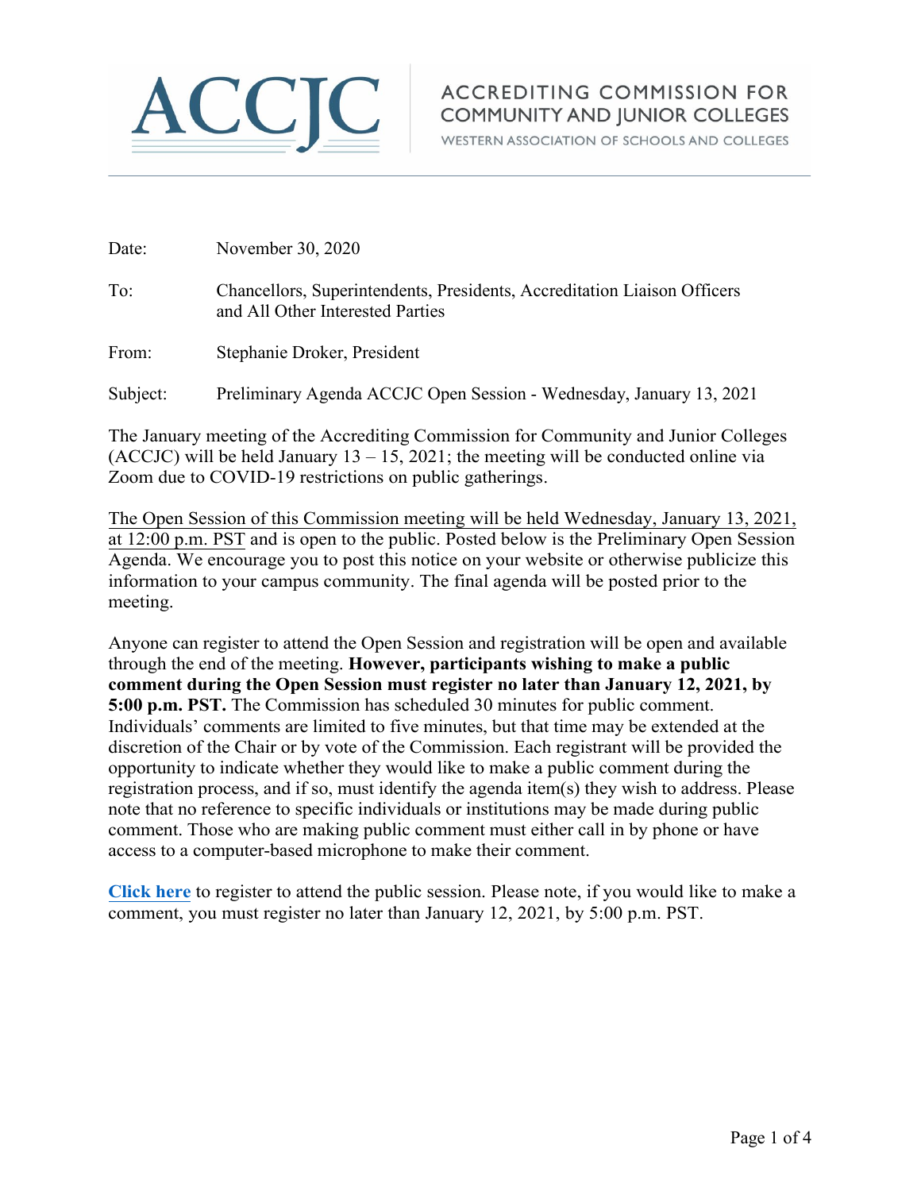**ACCJC**

ACCREDITING COMMISSION FOR COMMUNITY AND JUNIOR COLLEGES

WESTERN ASSOCIATION OF SCHOOLS AND COLLEGES

| | |
|---|---|
| Date: | November 30, 2020 |
| To: | Chancellors, Superintendents, Presidents, Accreditation Liaison Officers and All Other Interested Parties |
| From: | Stephanie Droker, President |
| Subject: | Preliminary Agenda ACCJC Open Session - Wednesday, January 13, 2021 |

The January meeting of the Accrediting Commission for Community and Junior Colleges (ACCJC) will be held January 13 – 15, 2021; the meeting will be conducted online via Zoom due to COVID-19 restrictions on public gatherings.

<u>The Open Session of this Commission meeting will be held Wednesday, January 13, 2021, at 12:00 p.m. PST</u> and is open to the public. Posted below is the Preliminary Open Session Agenda. We encourage you to post this notice on your website or otherwise publicize this information to your campus community. The final agenda will be posted prior to the meeting.

Anyone can register to attend the Open Session and registration will be open and available through the end of the meeting. **However, participants wishing to make a public comment during the Open Session must register no later than January 12, 2021, by 5:00 p.m. PST.** The Commission has scheduled 30 minutes for public comment. Individuals' comments are limited to five minutes, but that time may be extended at the discretion of the Chair or by vote of the Commission. Each registrant will be provided the opportunity to indicate whether they would like to make a public comment during the registration process, and if so, must identify the agenda item(s) they wish to address. Please note that no reference to specific individuals or institutions may be made during public comment. Those who are making public comment must either call in by phone or have access to a computer-based microphone to make their comment.

**Click here** to register to attend the public session. Please note, if you would like to make a comment, you must register no later than January 12, 2021, by 5:00 p.m. PST.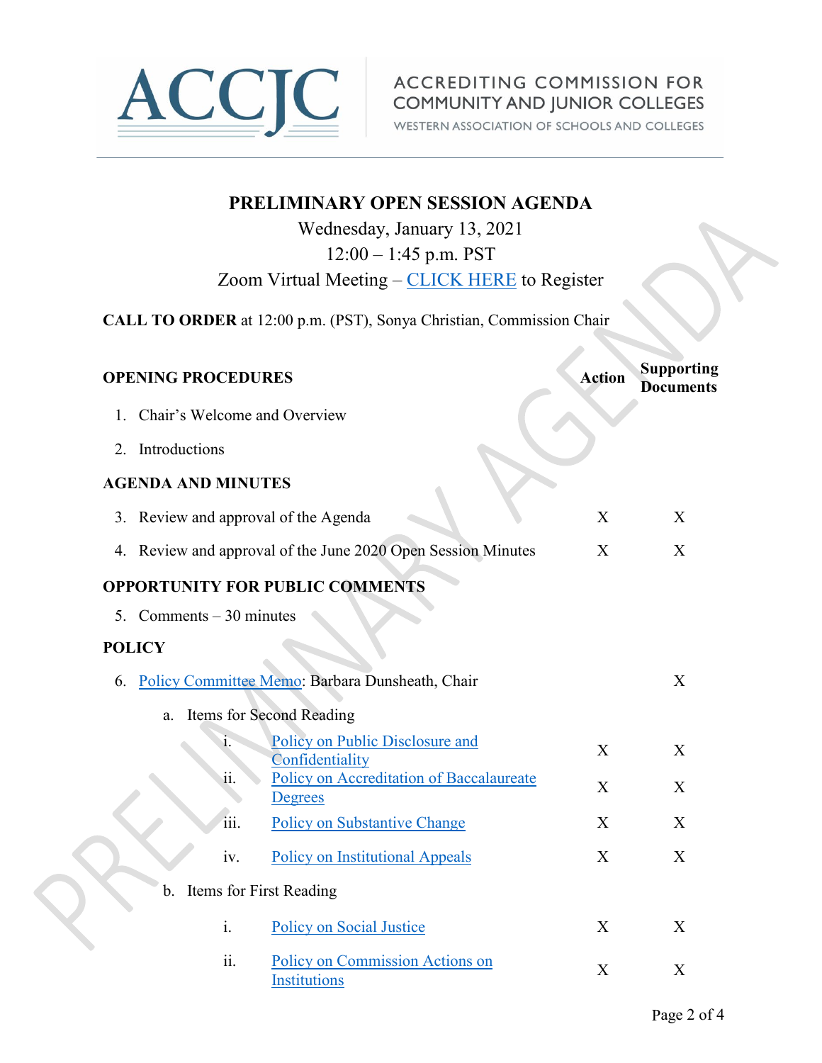ACCJC

ACCREDITING COMMISSION FOR COMMUNITY AND JUNIOR COLLEGES
WESTERN ASSOCIATION OF SCHOOLS AND COLLEGES

# PRELIMINARY OPEN SESSION AGENDA

Wednesday, January 13, 2021
12:00 – 1:45 p.m. PST
Zoom Virtual Meeting – CLICK HERE to Register

**CALL TO ORDER** at 12:00 p.m. (PST), Sonya Christian, Commission Chair

| | Action | Supporting Documents |
|---|---|---|
| **OPENING PROCEDURES** | | |
| 1. Chair's Welcome and Overview | | |
| 2. Introductions | | |
| **AGENDA AND MINUTES** | | |
| 3. Review and approval of the Agenda | X | X |
| 4. Review and approval of the June 2020 Open Session Minutes | X | X |
| **OPPORTUNITY FOR PUBLIC COMMENTS** | | |
| 5. Comments – 30 minutes | | |
| **POLICY** | | |
| 6. Policy Committee Memo: Barbara Dunsheath, Chair | | X |
| a. Items for Second Reading | | |
| i. Policy on Public Disclosure and Confidentiality | X | X |
| ii. Policy on Accreditation of Baccalaureate Degrees | X | X |
| iii. Policy on Substantive Change | X | X |
| iv. Policy on Institutional Appeals | X | X |
| b. Items for First Reading | | |
| i. Policy on Social Justice | X | X |
| ii. Policy on Commission Actions on Institutions | X | X |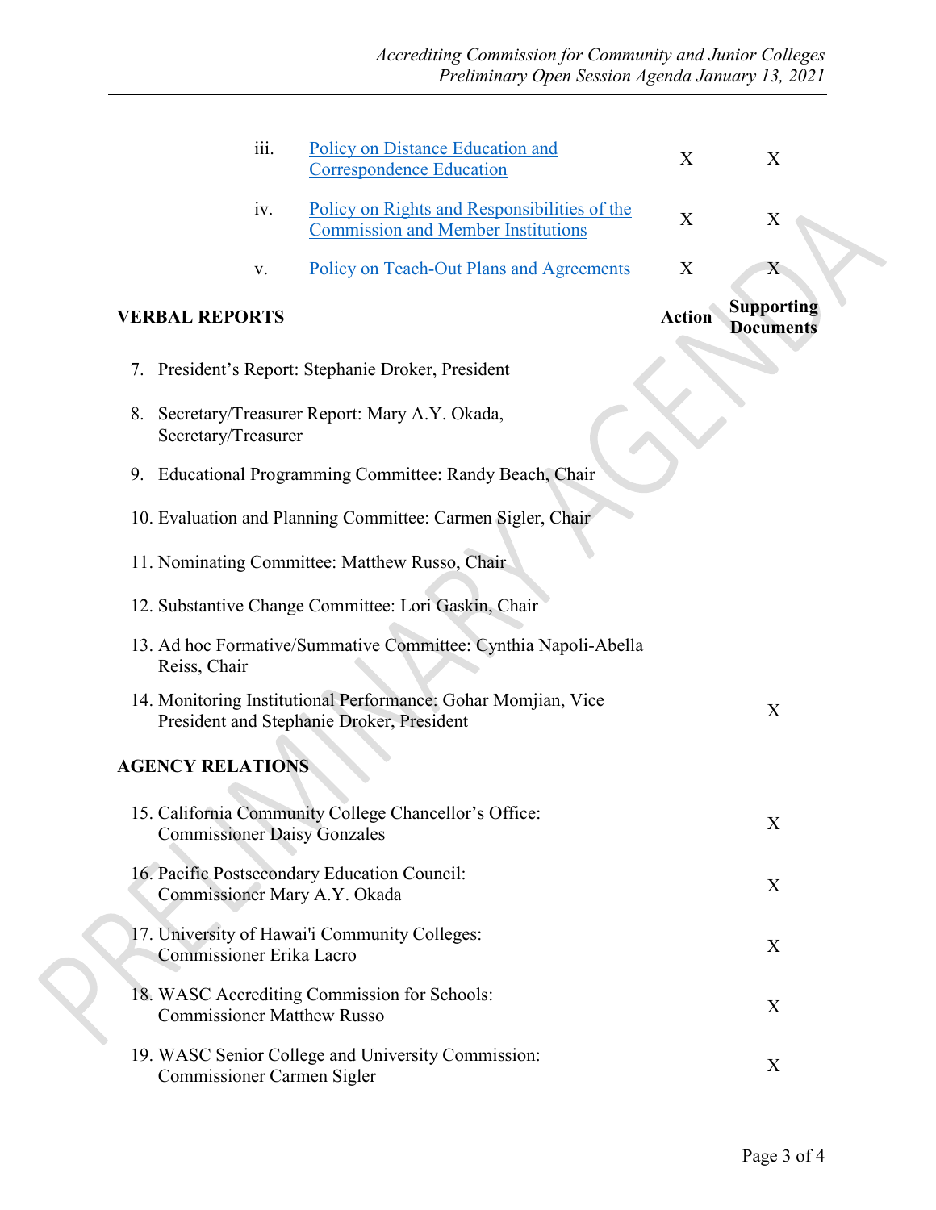| | | Action | Supporting Documents |
|---|---|---|---|
| iii. | Policy on Distance Education and Correspondence Education | X | X |
| iv. | Policy on Rights and Responsibilities of the Commission and Member Institutions | X | X |
| v. | Policy on Teach-Out Plans and Agreements | X | X |

| **VERBAL REPORTS** | **Action** | **Supporting Documents** |
|---|---|---|
| 7. President's Report: Stephanie Droker, President | | |
| 8. Secretary/Treasurer Report: Mary A.Y. Okada, Secretary/Treasurer | | |
| 9. Educational Programming Committee: Randy Beach, Chair | | |
| 10. Evaluation and Planning Committee: Carmen Sigler, Chair | | |
| 11. Nominating Committee: Matthew Russo, Chair | | |
| 12. Substantive Change Committee: Lori Gaskin, Chair | | |
| 13. Ad hoc Formative/Summative Committee: Cynthia Napoli-Abella Reiss, Chair | | |
| 14. Monitoring Institutional Performance: Gohar Momjian, Vice President and Stephanie Droker, President | | X |

| **AGENCY RELATIONS** | | |
|---|---|---|
| 15. California Community College Chancellor's Office: Commissioner Daisy Gonzales | | X |
| 16. Pacific Postsecondary Education Council: Commissioner Mary A.Y. Okada | | X |
| 17. University of Hawai'i Community Colleges: Commissioner Erika Lacro | | X |
| 18. WASC Accrediting Commission for Schools: Commissioner Matthew Russo | | X |
| 19. WASC Senior College and University Commission: Commissioner Carmen Sigler | | X |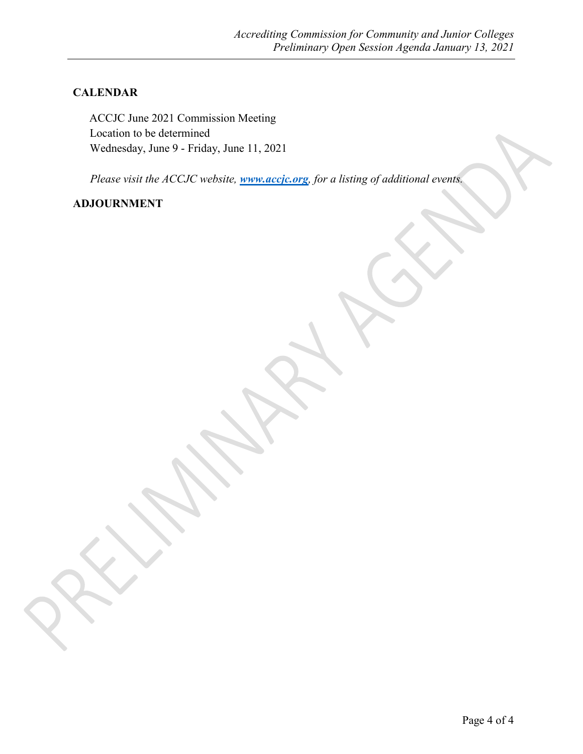**CALENDAR**

ACCJC June 2021 Commission Meeting
Location to be determined
Wednesday, June 9 - Friday, June 11, 2021

*Please visit the ACCJC website, [www.accjc.org](http://www.accjc.org), for a listing of additional events.*

**ADJOURNMENT**